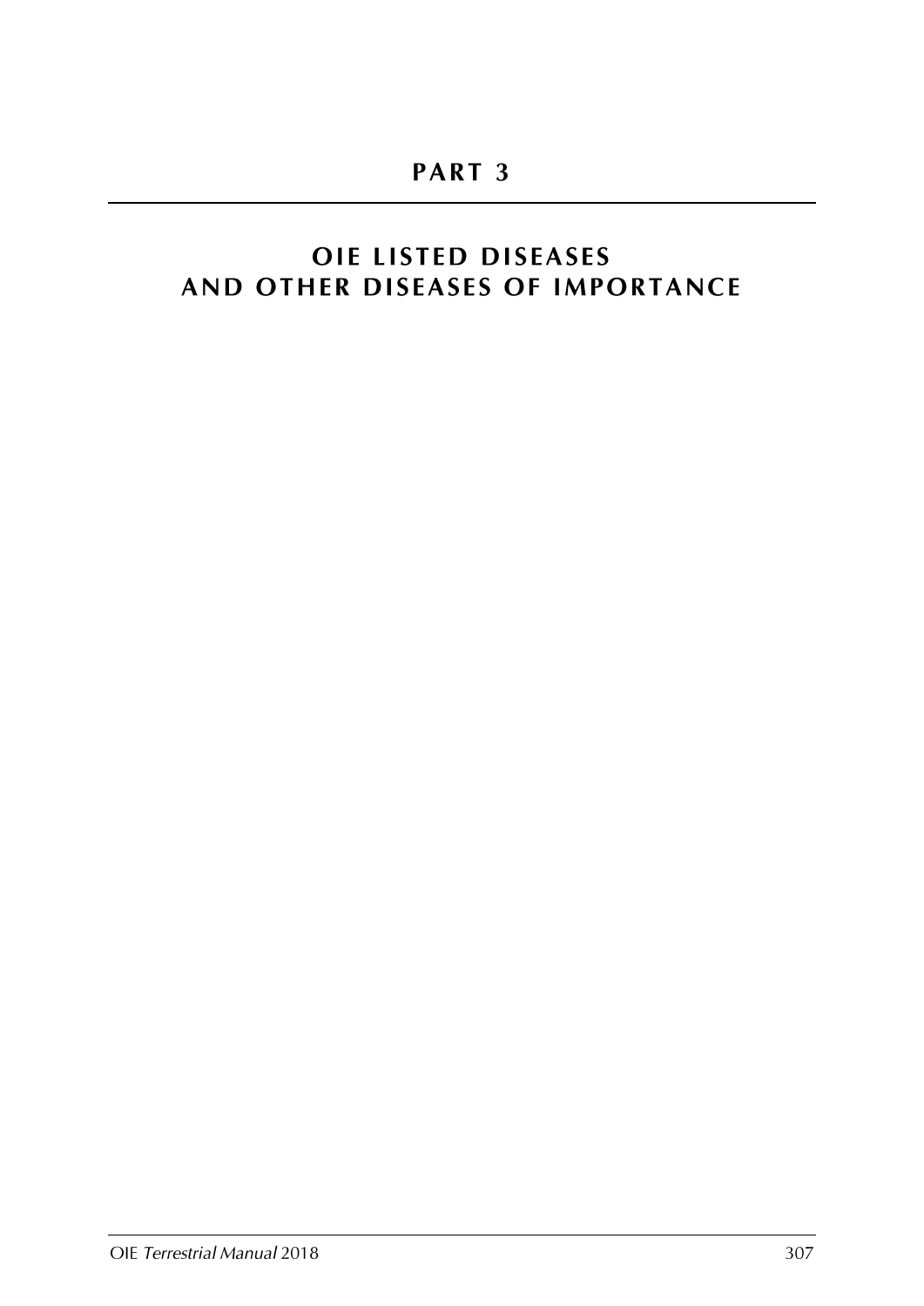# PART 3

# OIE LISTED DISEASES AND OTHER DISEASES OF IMPORTANCE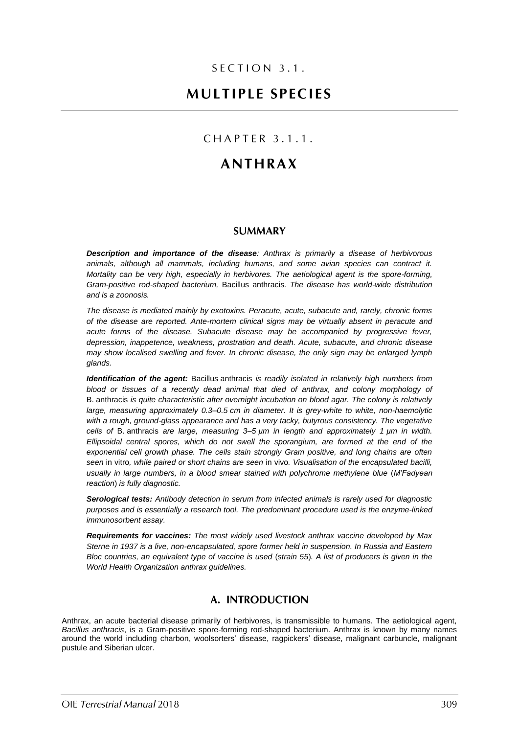SECTION 3.1.

# MULTIPLE SPECIES

CHAPTER 3.1.1.

# ANTHRAX

## SUMMARY

***Description and importance of the disease**: Anthrax is primarily a disease of herbivorous animals, although all mammals, including humans, and some avian species can contract it. Mortality can be very high, especially in herbivores. The aetiological agent is the spore-forming, Gram-positive rod-shaped bacterium,* Bacillus anthracis*. The disease has world-wide distribution and is a zoonosis.*

*The disease is mediated mainly by exotoxins. Peracute, acute, subacute and, rarely, chronic forms of the disease are reported. Ante-mortem clinical signs may be virtually absent in peracute and acute forms of the disease. Subacute disease may be accompanied by progressive fever, depression, inappetence, weakness, prostration and death. Acute, subacute, and chronic disease may show localised swelling and fever. In chronic disease, the only sign may be enlarged lymph glands.*

***Identification of the agent:*** Bacillus anthracis *is readily isolated in relatively high numbers from blood or tissues of a recently dead animal that died of anthrax, and colony morphology of* B. anthracis *is quite characteristic after overnight incubation on blood agar. The colony is relatively large, measuring approximately 0.3–0.5 cm in diameter. It is grey-white to white, non-haemolytic with a rough, ground-glass appearance and has a very tacky, butyrous consistency. The vegetative cells of* B. anthracis *are large, measuring 3–5 µm in length and approximately 1 µm in width. Ellipsoidal central spores, which do not swell the sporangium, are formed at the end of the exponential cell growth phase. The cells stain strongly Gram positive, and long chains are often seen* in vitro*, while paired or short chains are seen* in vivo*. Visualisation of the encapsulated bacilli, usually in large numbers, in a blood smear stained with polychrome methylene blue (M'Fadyean reaction) is fully diagnostic.*

***Serological tests:** Antibody detection in serum from infected animals is rarely used for diagnostic purposes and is essentially a research tool. The predominant procedure used is the enzyme-linked immunosorbent assay.*

***Requirements for vaccines:** The most widely used livestock anthrax vaccine developed by Max Sterne in 1937 is a live, non-encapsulated, spore former held in suspension. In Russia and Eastern Bloc countries, an equivalent type of vaccine is used (strain 55). A list of producers is given in the World Health Organization anthrax guidelines.*

## A. INTRODUCTION

Anthrax, an acute bacterial disease primarily of herbivores, is transmissible to humans. The aetiological agent, *Bacillus anthracis*, is a Gram-positive spore-forming rod-shaped bacterium. Anthrax is known by many names around the world including charbon, woolsorters' disease, ragpickers' disease, malignant carbuncle, malignant pustule and Siberian ulcer.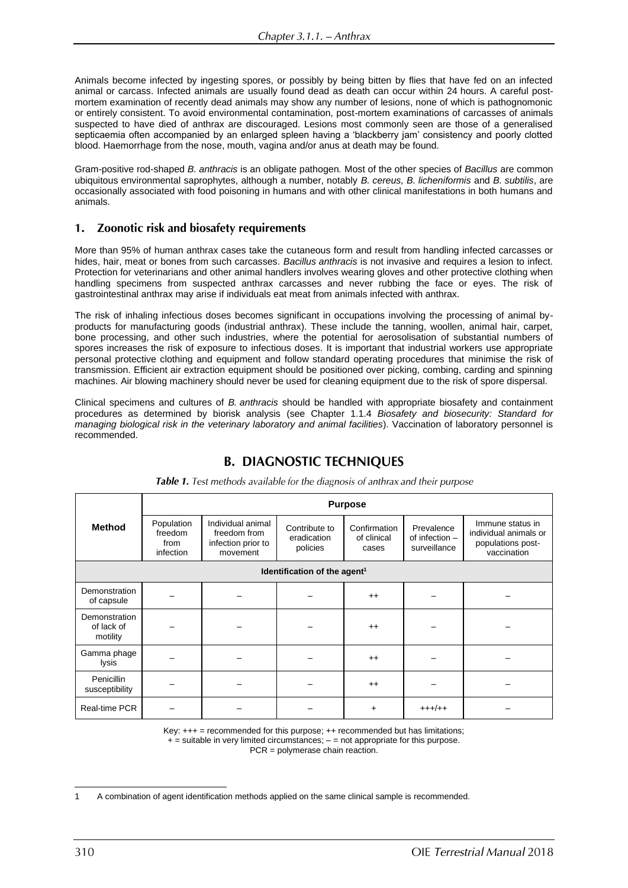Animals become infected by ingesting spores, or possibly by being bitten by flies that have fed on an infected animal or carcass. Infected animals are usually found dead as death can occur within 24 hours. A careful post-mortem examination of recently dead animals may show any number of lesions, none of which is pathognomonic or entirely consistent. To avoid environmental contamination, post-mortem examinations of carcasses of animals suspected to have died of anthrax are discouraged. Lesions most commonly seen are those of a generalised septicaemia often accompanied by an enlarged spleen having a 'blackberry jam' consistency and poorly clotted blood. Haemorrhage from the nose, mouth, vagina and/or anus at death may be found.

Gram-positive rod-shaped *B. anthracis* is an obligate pathogen. Most of the other species of *Bacillus* are common ubiquitous environmental saprophytes, although a number, notably *B. cereus, B. licheniformis* and *B. subtilis*, are occasionally associated with food poisoning in humans and with other clinical manifestations in both humans and animals.

## 1. Zoonotic risk and biosafety requirements

More than 95% of human anthrax cases take the cutaneous form and result from handling infected carcasses or hides, hair, meat or bones from such carcasses. *Bacillus anthracis* is not invasive and requires a lesion to infect. Protection for veterinarians and other animal handlers involves wearing gloves and other protective clothing when handling specimens from suspected anthrax carcasses and never rubbing the face or eyes. The risk of gastrointestinal anthrax may arise if individuals eat meat from animals infected with anthrax.

The risk of inhaling infectious doses becomes significant in occupations involving the processing of animal by-products for manufacturing goods (industrial anthrax). These include the tanning, woollen, animal hair, carpet, bone processing, and other such industries, where the potential for aerosolisation of substantial numbers of spores increases the risk of exposure to infectious doses. It is important that industrial workers use appropriate personal protective clothing and equipment and follow standard operating procedures that minimise the risk of transmission. Efficient air extraction equipment should be positioned over picking, combing, carding and spinning machines. Air blowing machinery should never be used for cleaning equipment due to the risk of spore dispersal.

Clinical specimens and cultures of *B. anthracis* should be handled with appropriate biosafety and containment procedures as determined by biorisk analysis (see Chapter 1.1.4 *Biosafety and biosecurity: Standard for managing biological risk in the veterinary laboratory and animal facilities*). Vaccination of laboratory personnel is recommended.

# B. DIAGNOSTIC TECHNIQUES

***Table 1.*** *Test methods available for the diagnosis of anthrax and their purpose*

| Method | Purpose | | | | | |
|---|---|---|---|---|---|---|
| | Population freedom from infection | Individual animal freedom from infection prior to movement | Contribute to eradication policies | Confirmation of clinical cases | Prevalence of infection – surveillance | Immune status in individual animals or populations post-vaccination |
| **Identification of the agent[1]** | | | | | | |
| Demonstration of capsule | – | – | – | ++ | – | – |
| Demonstration of lack of motility | – | – | – | ++ | – | – |
| Gamma phage lysis | – | – | – | ++ | – | – |
| Penicillin susceptibility | – | – | – | ++ | – | – |
| Real-time PCR | – | – | – | + | +++/++ | – |

Key: +++ = recommended for this purpose; ++ recommended but has limitations;
+ = suitable in very limited circumstances; – = not appropriate for this purpose.
PCR = polymerase chain reaction.

[1] A combination of agent identification methods applied on the same clinical sample is recommended.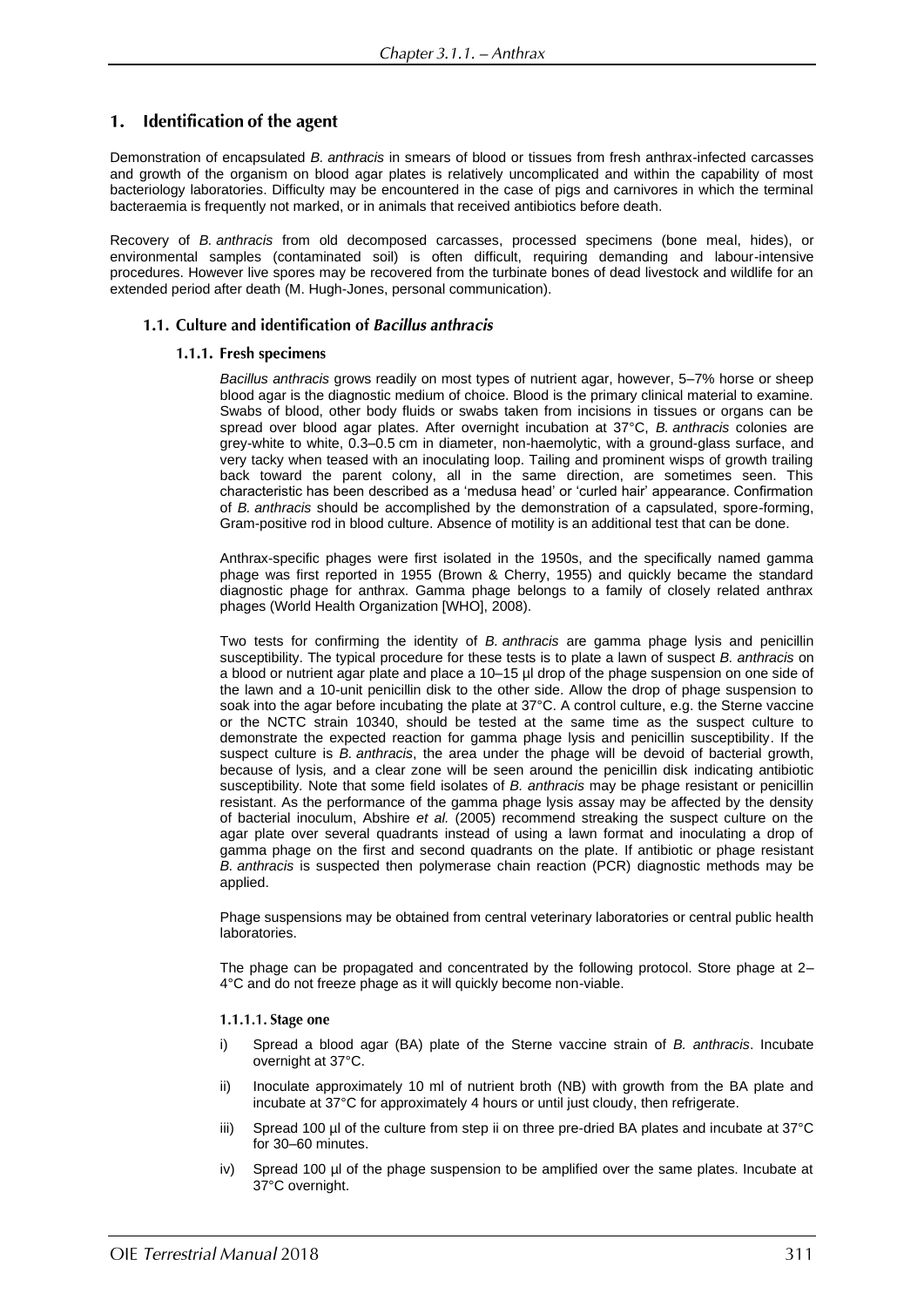# 1. Identification of the agent

Demonstration of encapsulated *B. anthracis* in smears of blood or tissues from fresh anthrax-infected carcasses and growth of the organism on blood agar plates is relatively uncomplicated and within the capability of most bacteriology laboratories. Difficulty may be encountered in the case of pigs and carnivores in which the terminal bacteraemia is frequently not marked, or in animals that received antibiotics before death.

Recovery of *B. anthracis* from old decomposed carcasses, processed specimens (bone meal, hides), or environmental samples (contaminated soil) is often difficult, requiring demanding and labour-intensive procedures. However live spores may be recovered from the turbinate bones of dead livestock and wildlife for an extended period after death (M. Hugh-Jones, personal communication).

## 1.1. Culture and identification of *Bacillus anthracis*

### 1.1.1. Fresh specimens

*Bacillus anthracis* grows readily on most types of nutrient agar, however, 5–7% horse or sheep blood agar is the diagnostic medium of choice. Blood is the primary clinical material to examine. Swabs of blood, other body fluids or swabs taken from incisions in tissues or organs can be spread over blood agar plates. After overnight incubation at 37°C, *B. anthracis* colonies are grey-white to white, 0.3–0.5 cm in diameter, non-haemolytic, with a ground-glass surface, and very tacky when teased with an inoculating loop. Tailing and prominent wisps of growth trailing back toward the parent colony, all in the same direction, are sometimes seen. This characteristic has been described as a 'medusa head' or 'curled hair' appearance. Confirmation of *B. anthracis* should be accomplished by the demonstration of a capsulated, spore-forming, Gram-positive rod in blood culture. Absence of motility is an additional test that can be done.

Anthrax-specific phages were first isolated in the 1950s, and the specifically named gamma phage was first reported in 1955 (Brown & Cherry, 1955) and quickly became the standard diagnostic phage for anthrax. Gamma phage belongs to a family of closely related anthrax phages (World Health Organization [WHO], 2008).

Two tests for confirming the identity of *B. anthracis* are gamma phage lysis and penicillin susceptibility. The typical procedure for these tests is to plate a lawn of suspect *B. anthracis* on a blood or nutrient agar plate and place a 10–15 µl drop of the phage suspension on one side of the lawn and a 10-unit penicillin disk to the other side. Allow the drop of phage suspension to soak into the agar before incubating the plate at 37°C. A control culture, e.g. the Sterne vaccine or the NCTC strain 10340, should be tested at the same time as the suspect culture to demonstrate the expected reaction for gamma phage lysis and penicillin susceptibility. If the suspect culture is *B. anthracis*, the area under the phage will be devoid of bacterial growth, because of lysis, and a clear zone will be seen around the penicillin disk indicating antibiotic susceptibility. Note that some field isolates of *B. anthracis* may be phage resistant or penicillin resistant. As the performance of the gamma phage lysis assay may be affected by the density of bacterial inoculum, Abshire *et al.* (2005) recommend streaking the suspect culture on the agar plate over several quadrants instead of using a lawn format and inoculating a drop of gamma phage on the first and second quadrants on the plate. If antibiotic or phage resistant *B. anthracis* is suspected then polymerase chain reaction (PCR) diagnostic methods may be applied.

Phage suspensions may be obtained from central veterinary laboratories or central public health laboratories.

The phage can be propagated and concentrated by the following protocol. Store phage at 2–4°C and do not freeze phage as it will quickly become non-viable.

#### 1.1.1.1. Stage one

i) Spread a blood agar (BA) plate of the Sterne vaccine strain of *B. anthracis*. Incubate overnight at 37°C.

ii) Inoculate approximately 10 ml of nutrient broth (NB) with growth from the BA plate and incubate at 37°C for approximately 4 hours or until just cloudy, then refrigerate.

iii) Spread 100 µl of the culture from step ii on three pre-dried BA plates and incubate at 37°C for 30–60 minutes.

iv) Spread 100 µl of the phage suspension to be amplified over the same plates. Incubate at 37°C overnight.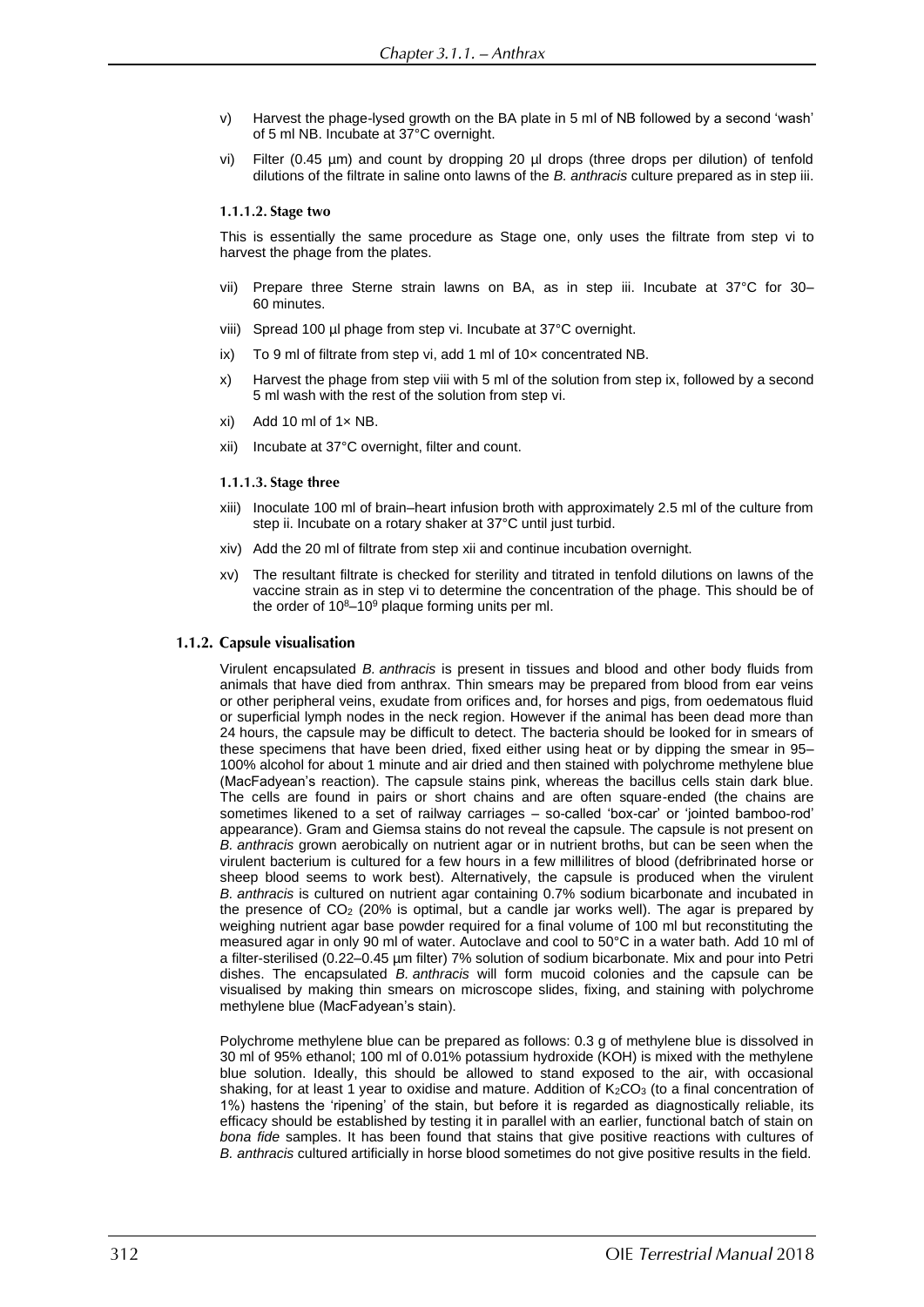v) Harvest the phage-lysed growth on the BA plate in 5 ml of NB followed by a second 'wash' of 5 ml NB. Incubate at 37°C overnight.

vi) Filter (0.45 µm) and count by dropping 20 µl drops (three drops per dilution) of tenfold dilutions of the filtrate in saline onto lawns of the *B. anthracis* culture prepared as in step iii.

#### 1.1.1.2. Stage two

This is essentially the same procedure as Stage one, only uses the filtrate from step vi to harvest the phage from the plates.

vii) Prepare three Sterne strain lawns on BA, as in step iii. Incubate at 37°C for 30–60 minutes.

viii) Spread 100 µl phage from step vi. Incubate at 37°C overnight.

ix) To 9 ml of filtrate from step vi, add 1 ml of 10× concentrated NB.

x) Harvest the phage from step viii with 5 ml of the solution from step ix, followed by a second 5 ml wash with the rest of the solution from step vi.

xi) Add 10 ml of 1× NB.

xii) Incubate at 37°C overnight, filter and count.

#### 1.1.1.3. Stage three

xiii) Inoculate 100 ml of brain–heart infusion broth with approximately 2.5 ml of the culture from step ii. Incubate on a rotary shaker at 37°C until just turbid.

xiv) Add the 20 ml of filtrate from step xii and continue incubation overnight.

xv) The resultant filtrate is checked for sterility and titrated in tenfold dilutions on lawns of the vaccine strain as in step vi to determine the concentration of the phage. This should be of the order of $10^8$–$10^9$ plaque forming units per ml.

### 1.1.2. Capsule visualisation

Virulent encapsulated *B. anthracis* is present in tissues and blood and other body fluids from animals that have died from anthrax. Thin smears may be prepared from blood from ear veins or other peripheral veins, exudate from orifices and, for horses and pigs, from oedematous fluid or superficial lymph nodes in the neck region. However if the animal has been dead more than 24 hours, the capsule may be difficult to detect. The bacteria should be looked for in smears of these specimens that have been dried, fixed either using heat or by dipping the smear in 95–100% alcohol for about 1 minute and air dried and then stained with polychrome methylene blue (MacFadyean's reaction). The capsule stains pink, whereas the bacillus cells stain dark blue. The cells are found in pairs or short chains and are often square-ended (the chains are sometimes likened to a set of railway carriages – so-called 'box-car' or 'jointed bamboo-rod' appearance). Gram and Giemsa stains do not reveal the capsule. The capsule is not present on *B. anthracis* grown aerobically on nutrient agar or in nutrient broths, but can be seen when the virulent bacterium is cultured for a few hours in a few millilitres of blood (defribrinated horse or sheep blood seems to work best). Alternatively, the capsule is produced when the virulent *B. anthracis* is cultured on nutrient agar containing 0.7% sodium bicarbonate and incubated in the presence of $CO_2$ (20% is optimal, but a candle jar works well). The agar is prepared by weighing nutrient agar base powder required for a final volume of 100 ml but reconstituting the measured agar in only 90 ml of water. Autoclave and cool to 50°C in a water bath. Add 10 ml of a filter-sterilised (0.22–0.45 µm filter) 7% solution of sodium bicarbonate. Mix and pour into Petri dishes. The encapsulated *B. anthracis* will form mucoid colonies and the capsule can be visualised by making thin smears on microscope slides, fixing, and staining with polychrome methylene blue (MacFadyean's stain).

Polychrome methylene blue can be prepared as follows: 0.3 g of methylene blue is dissolved in 30 ml of 95% ethanol; 100 ml of 0.01% potassium hydroxide (KOH) is mixed with the methylene blue solution. Ideally, this should be allowed to stand exposed to the air, with occasional shaking, for at least 1 year to oxidise and mature. Addition of $K_2CO_3$ (to a final concentration of 1%) hastens the 'ripening' of the stain, but before it is regarded as diagnostically reliable, its efficacy should be established by testing it in parallel with an earlier, functional batch of stain on *bona fide* samples. It has been found that stains that give positive reactions with cultures of *B. anthracis* cultured artificially in horse blood sometimes do not give positive results in the field.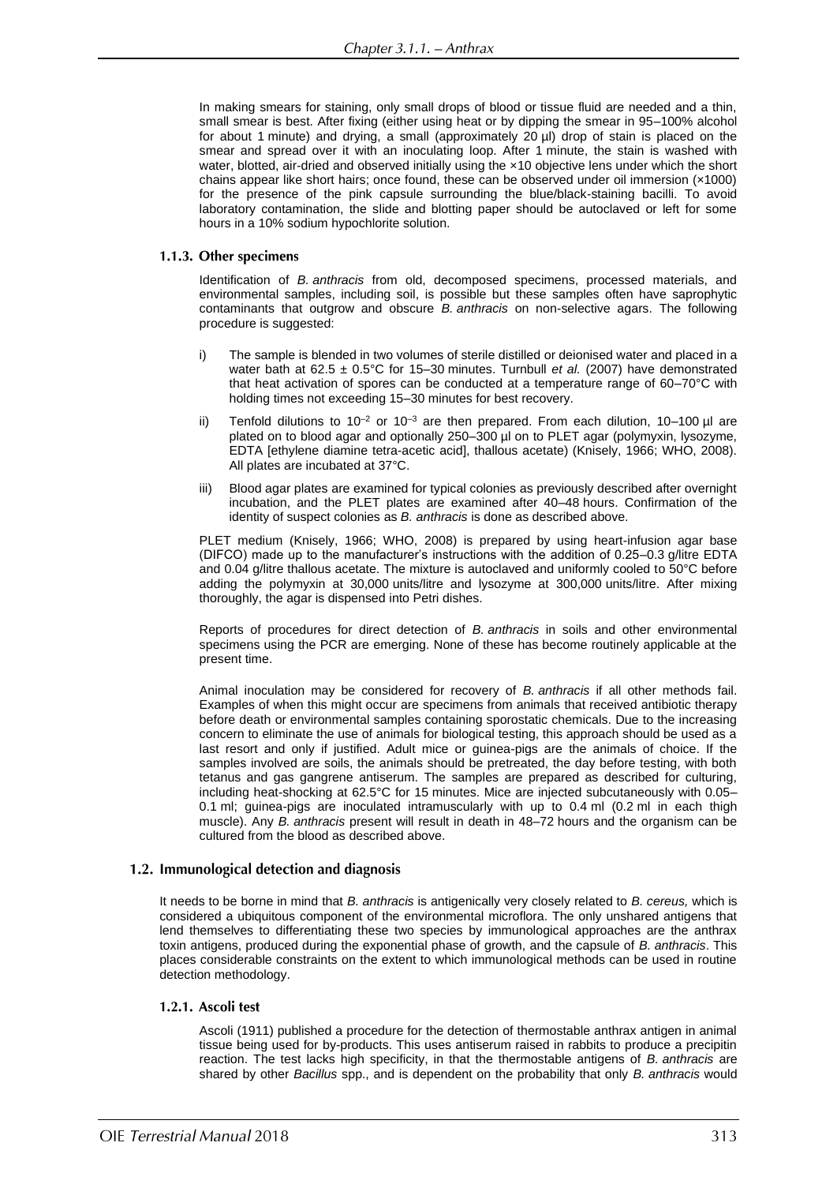In making smears for staining, only small drops of blood or tissue fluid are needed and a thin, small smear is best. After fixing (either using heat or by dipping the smear in 95–100% alcohol for about 1 minute) and drying, a small (approximately 20 µl) drop of stain is placed on the smear and spread over it with an inoculating loop. After 1 minute, the stain is washed with water, blotted, air-dried and observed initially using the ×10 objective lens under which the short chains appear like short hairs; once found, these can be observed under oil immersion (×1000) for the presence of the pink capsule surrounding the blue/black-staining bacilli. To avoid laboratory contamination, the slide and blotting paper should be autoclaved or left for some hours in a 10% sodium hypochlorite solution.

### 1.1.3. Other specimens

Identification of *B. anthracis* from old, decomposed specimens, processed materials, and environmental samples, including soil, is possible but these samples often have saprophytic contaminants that outgrow and obscure *B. anthracis* on non-selective agars. The following procedure is suggested:

i) The sample is blended in two volumes of sterile distilled or deionised water and placed in a water bath at 62.5 ± 0.5°C for 15–30 minutes. Turnbull *et al.* (2007) have demonstrated that heat activation of spores can be conducted at a temperature range of 60–70°C with holding times not exceeding 15–30 minutes for best recovery.

ii) Tenfold dilutions to $10^{-2}$ or $10^{-3}$ are then prepared. From each dilution, 10–100 µl are plated on to blood agar and optionally 250–300 µl on to PLET agar (polymyxin, lysozyme, EDTA [ethylene diamine tetra-acetic acid], thallous acetate) (Knisely, 1966; WHO, 2008). All plates are incubated at 37°C.

iii) Blood agar plates are examined for typical colonies as previously described after overnight incubation, and the PLET plates are examined after 40–48 hours. Confirmation of the identity of suspect colonies as *B. anthracis* is done as described above.

PLET medium (Knisely, 1966; WHO, 2008) is prepared by using heart-infusion agar base (DIFCO) made up to the manufacturer's instructions with the addition of 0.25–0.3 g/litre EDTA and 0.04 g/litre thallous acetate. The mixture is autoclaved and uniformly cooled to 50°C before adding the polymyxin at 30,000 units/litre and lysozyme at 300,000 units/litre. After mixing thoroughly, the agar is dispensed into Petri dishes.

Reports of procedures for direct detection of *B. anthracis* in soils and other environmental specimens using the PCR are emerging. None of these has become routinely applicable at the present time.

Animal inoculation may be considered for recovery of *B. anthracis* if all other methods fail. Examples of when this might occur are specimens from animals that received antibiotic therapy before death or environmental samples containing sporostatic chemicals. Due to the increasing concern to eliminate the use of animals for biological testing, this approach should be used as a last resort and only if justified. Adult mice or guinea-pigs are the animals of choice. If the samples involved are soils, the animals should be pretreated, the day before testing, with both tetanus and gas gangrene antiserum. The samples are prepared as described for culturing, including heat-shocking at 62.5°C for 15 minutes. Mice are injected subcutaneously with 0.05–0.1 ml; guinea-pigs are inoculated intramuscularly with up to 0.4 ml (0.2 ml in each thigh muscle). Any *B. anthracis* present will result in death in 48–72 hours and the organism can be cultured from the blood as described above.

## 1.2. Immunological detection and diagnosis

It needs to be borne in mind that *B. anthracis* is antigenically very closely related to *B. cereus,* which is considered a ubiquitous component of the environmental microflora. The only unshared antigens that lend themselves to differentiating these two species by immunological approaches are the anthrax toxin antigens, produced during the exponential phase of growth, and the capsule of *B. anthracis*. This places considerable constraints on the extent to which immunological methods can be used in routine detection methodology.

### 1.2.1. Ascoli test

Ascoli (1911) published a procedure for the detection of thermostable anthrax antigen in animal tissue being used for by-products. This uses antiserum raised in rabbits to produce a precipitin reaction. The test lacks high specificity, in that the thermostable antigens of *B. anthracis* are shared by other *Bacillus* spp., and is dependent on the probability that only *B. anthracis* would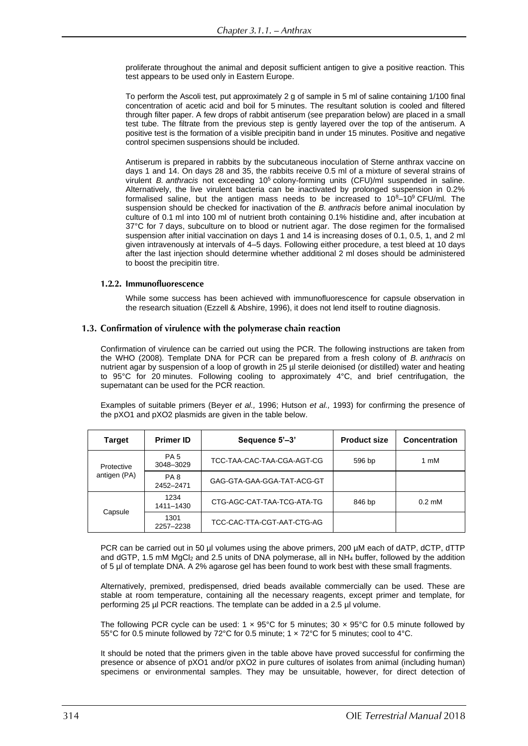proliferate throughout the animal and deposit sufficient antigen to give a positive reaction. This test appears to be used only in Eastern Europe.

To perform the Ascoli test, put approximately 2 g of sample in 5 ml of saline containing 1/100 final concentration of acetic acid and boil for 5 minutes. The resultant solution is cooled and filtered through filter paper. A few drops of rabbit antiserum (see preparation below) are placed in a small test tube. The filtrate from the previous step is gently layered over the top of the antiserum. A positive test is the formation of a visible precipitin band in under 15 minutes. Positive and negative control specimen suspensions should be included.

Antiserum is prepared in rabbits by the subcutaneous inoculation of Sterne anthrax vaccine on days 1 and 14. On days 28 and 35, the rabbits receive 0.5 ml of a mixture of several strains of virulent *B. anthracis* not exceeding $10^5$ colony-forming units (CFU)/ml suspended in saline. Alternatively, the live virulent bacteria can be inactivated by prolonged suspension in 0.2% formalised saline, but the antigen mass needs to be increased to $10^8$–$10^9$ CFU/ml. The suspension should be checked for inactivation of the *B. anthracis* before animal inoculation by culture of 0.1 ml into 100 ml of nutrient broth containing 0.1% histidine and, after incubation at 37°C for 7 days, subculture on to blood or nutrient agar. The dose regimen for the formalised suspension after initial vaccination on days 1 and 14 is increasing doses of 0.1, 0.5, 1, and 2 ml given intravenously at intervals of 4–5 days. Following either procedure, a test bleed at 10 days after the last injection should determine whether additional 2 ml doses should be administered to boost the precipitin titre.

#### 1.2.2. Immunofluorescence

While some success has been achieved with immunofluorescence for capsule observation in the research situation (Ezzell & Abshire, 1996), it does not lend itself to routine diagnosis.

### 1.3. Confirmation of virulence with the polymerase chain reaction

Confirmation of virulence can be carried out using the PCR. The following instructions are taken from the WHO (2008). Template DNA for PCR can be prepared from a fresh colony of *B. anthracis* on nutrient agar by suspension of a loop of growth in 25 µl sterile deionised (or distilled) water and heating to 95°C for 20 minutes. Following cooling to approximately 4°C, and brief centrifugation, the supernatant can be used for the PCR reaction.

Examples of suitable primers (Beyer *et al.,* 1996; Hutson *et al.,* 1993) for confirming the presence of the pXO1 and pXO2 plasmids are given in the table below.

| Target | Primer ID | Sequence 5'–3' | Product size | Concentration |
|---|---|---|---|---|
| Protective antigen (PA) | PA 5 3048–3029 | TCC-TAA-CAC-TAA-CGA-AGT-CG | 596 bp | 1 mM |
| | PA 8 2452–2471 | GAG-GTA-GAA-GGA-TAT-ACG-GT | | |
| Capsule | 1234 1411–1430 | CTG-AGC-CAT-TAA-TCG-ATA-TG | 846 bp | 0.2 mM |
| | 1301 2257–2238 | TCC-CAC-TTA-CGT-AAT-CTG-AG | | |

PCR can be carried out in 50 µl volumes using the above primers, 200 µM each of dATP, dCTP, dTTP and dGTP, 1.5 mM $MgCl_2$ and 2.5 units of DNA polymerase, all in $NH_4$ buffer, followed by the addition of 5 µl of template DNA. A 2% agarose gel has been found to work best with these small fragments.

Alternatively, premixed, predispensed, dried beads available commercially can be used. These are stable at room temperature, containing all the necessary reagents, except primer and template, for performing 25 µl PCR reactions. The template can be added in a 2.5 µl volume.

The following PCR cycle can be used: 1 × 95°C for 5 minutes; 30 × 95°C for 0.5 minute followed by 55°C for 0.5 minute followed by 72°C for 0.5 minute; 1 × 72°C for 5 minutes; cool to 4°C.

It should be noted that the primers given in the table above have proved successful for confirming the presence or absence of pXO1 and/or pXO2 in pure cultures of isolates from animal (including human) specimens or environmental samples. They may be unsuitable, however, for direct detection of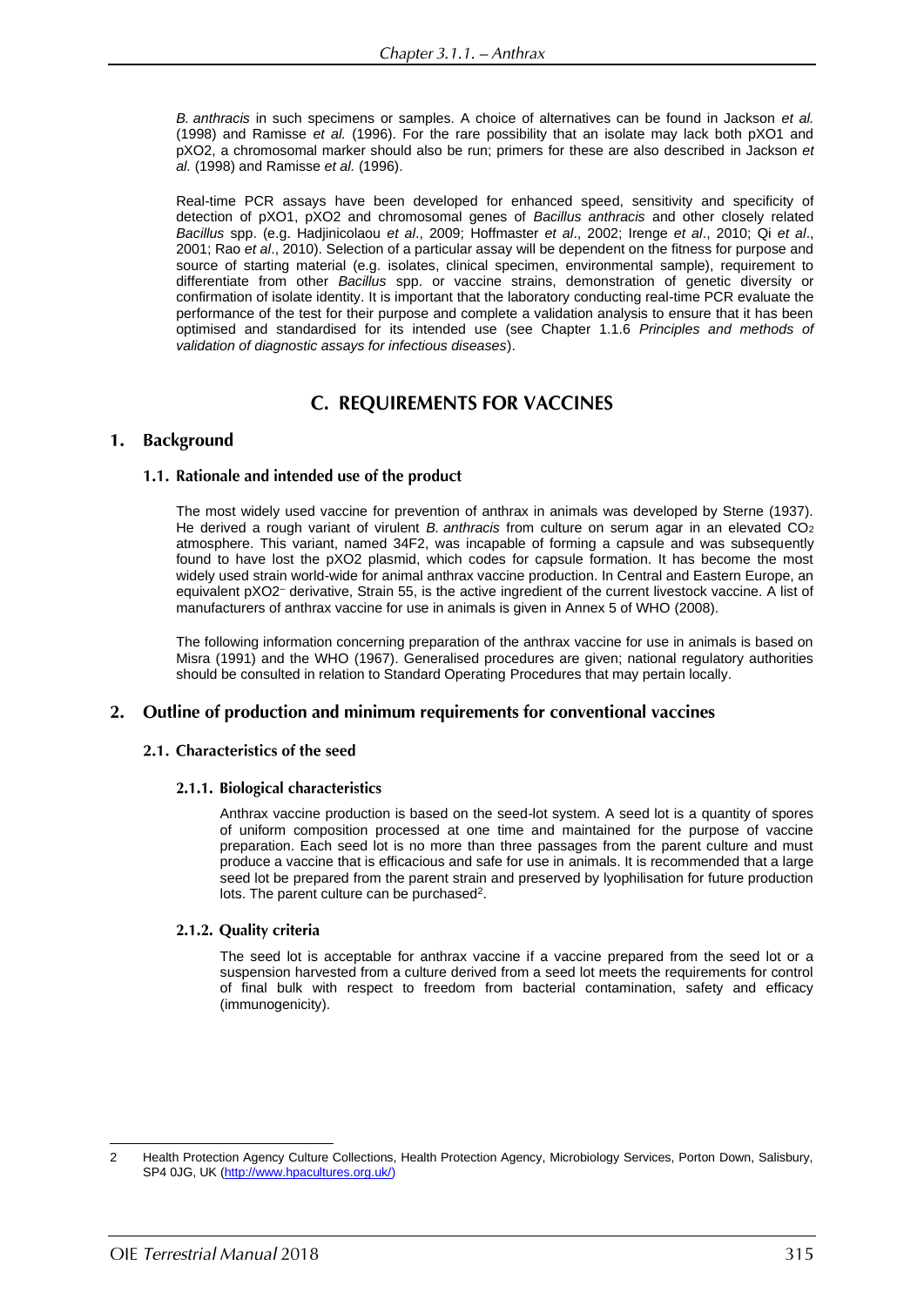*B. anthracis* in such specimens or samples. A choice of alternatives can be found in Jackson *et al.* (1998) and Ramisse *et al.* (1996). For the rare possibility that an isolate may lack both pXO1 and pXO2, a chromosomal marker should also be run; primers for these are also described in Jackson *et al.* (1998) and Ramisse *et al.* (1996).

Real-time PCR assays have been developed for enhanced speed, sensitivity and specificity of detection of pXO1, pXO2 and chromosomal genes of *Bacillus anthracis* and other closely related *Bacillus* spp. (e.g. Hadjinicolaou *et al*., 2009; Hoffmaster *et al*., 2002; Irenge *et al*., 2010; Qi *et al*., 2001; Rao *et al*., 2010). Selection of a particular assay will be dependent on the fitness for purpose and source of starting material (e.g. isolates, clinical specimen, environmental sample), requirement to differentiate from other *Bacillus* spp. or vaccine strains, demonstration of genetic diversity or confirmation of isolate identity. It is important that the laboratory conducting real-time PCR evaluate the performance of the test for their purpose and complete a validation analysis to ensure that it has been optimised and standardised for its intended use (see Chapter 1.1.6 *Principles and methods of validation of diagnostic assays for infectious diseases*).

## C. REQUIREMENTS FOR VACCINES

### 1. Background

#### 1.1. Rationale and intended use of the product

The most widely used vaccine for prevention of anthrax in animals was developed by Sterne (1937). He derived a rough variant of virulent *B. anthracis* from culture on serum agar in an elevated $CO_2$ atmosphere. This variant, named 34F2, was incapable of forming a capsule and was subsequently found to have lost the pXO2 plasmid, which codes for capsule formation. It has become the most widely used strain world-wide for animal anthrax vaccine production. In Central and Eastern Europe, an equivalent pXO2⁻ derivative, Strain 55, is the active ingredient of the current livestock vaccine. A list of manufacturers of anthrax vaccine for use in animals is given in Annex 5 of WHO (2008).

The following information concerning preparation of the anthrax vaccine for use in animals is based on Misra (1991) and the WHO (1967). Generalised procedures are given; national regulatory authorities should be consulted in relation to Standard Operating Procedures that may pertain locally.

### 2. Outline of production and minimum requirements for conventional vaccines

#### 2.1. Characteristics of the seed

##### 2.1.1. Biological characteristics

Anthrax vaccine production is based on the seed-lot system. A seed lot is a quantity of spores of uniform composition processed at one time and maintained for the purpose of vaccine preparation. Each seed lot is no more than three passages from the parent culture and must produce a vaccine that is efficacious and safe for use in animals. It is recommended that a large seed lot be prepared from the parent strain and preserved by lyophilisation for future production lots. The parent culture can be purchased[2].

##### 2.1.2. Quality criteria

The seed lot is acceptable for anthrax vaccine if a vaccine prepared from the seed lot or a suspension harvested from a culture derived from a seed lot meets the requirements for control of final bulk with respect to freedom from bacterial contamination, safety and efficacy (immunogenicity).

---

2 Health Protection Agency Culture Collections, Health Protection Agency, Microbiology Services, Porton Down, Salisbury, SP4 0JG, UK (http://www.hpacultures.org.uk/)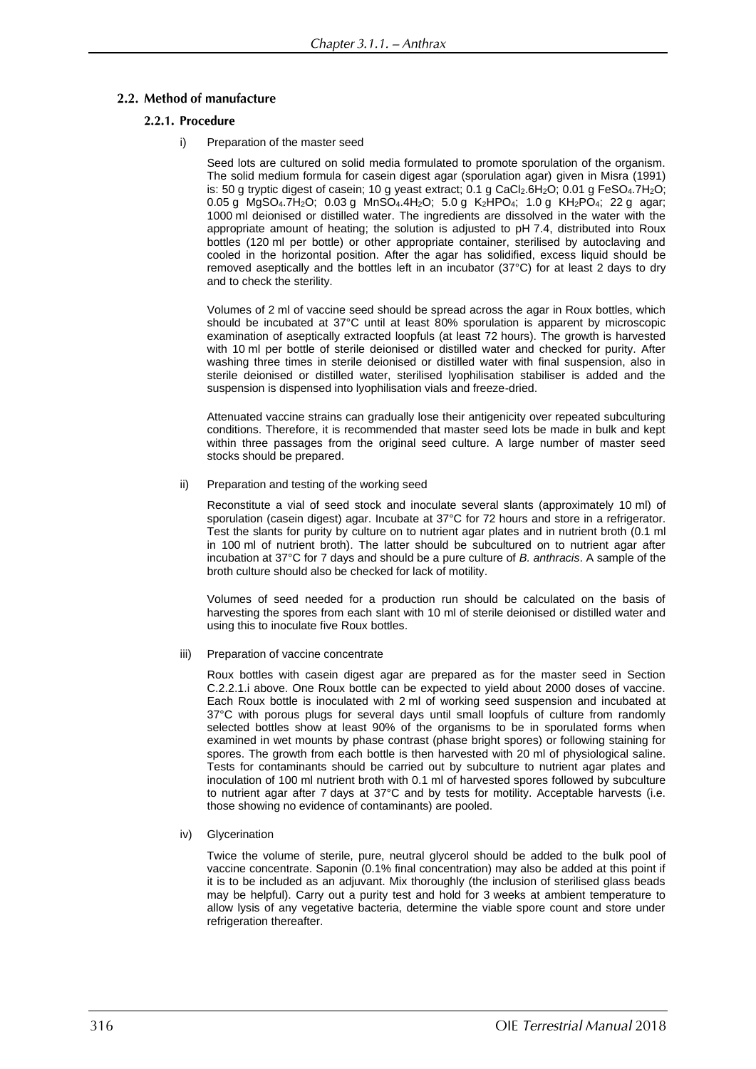## 2.2. Method of manufacture

### 2.2.1. Procedure

i) Preparation of the master seed

Seed lots are cultured on solid media formulated to promote sporulation of the organism. The solid medium formula for casein digest agar (sporulation agar) given in Misra (1991) is: 50 g tryptic digest of casein; 10 g yeast extract; 0.1 g $CaCl_2.6H_2O$; 0.01 g $FeSO_4.7H_2O$; 0.05 g $MgSO_4.7H_2O$; 0.03 g $MnSO_4.4H_2O$; 5.0 g $K_2HPO_4$; 1.0 g $KH_2PO_4$; 22 g agar; 1000 ml deionised or distilled water. The ingredients are dissolved in the water with the appropriate amount of heating; the solution is adjusted to pH 7.4, distributed into Roux bottles (120 ml per bottle) or other appropriate container, sterilised by autoclaving and cooled in the horizontal position. After the agar has solidified, excess liquid should be removed aseptically and the bottles left in an incubator (37°C) for at least 2 days to dry and to check the sterility.

Volumes of 2 ml of vaccine seed should be spread across the agar in Roux bottles, which should be incubated at 37°C until at least 80% sporulation is apparent by microscopic examination of aseptically extracted loopfuls (at least 72 hours). The growth is harvested with 10 ml per bottle of sterile deionised or distilled water and checked for purity. After washing three times in sterile deionised or distilled water with final suspension, also in sterile deionised or distilled water, sterilised lyophilisation stabiliser is added and the suspension is dispensed into lyophilisation vials and freeze-dried.

Attenuated vaccine strains can gradually lose their antigenicity over repeated subculturing conditions. Therefore, it is recommended that master seed lots be made in bulk and kept within three passages from the original seed culture. A large number of master seed stocks should be prepared.

ii) Preparation and testing of the working seed

Reconstitute a vial of seed stock and inoculate several slants (approximately 10 ml) of sporulation (casein digest) agar. Incubate at 37°C for 72 hours and store in a refrigerator. Test the slants for purity by culture on to nutrient agar plates and in nutrient broth (0.1 ml in 100 ml of nutrient broth). The latter should be subcultured on to nutrient agar after incubation at 37°C for 7 days and should be a pure culture of *B. anthracis*. A sample of the broth culture should also be checked for lack of motility.

Volumes of seed needed for a production run should be calculated on the basis of harvesting the spores from each slant with 10 ml of sterile deionised or distilled water and using this to inoculate five Roux bottles.

iii) Preparation of vaccine concentrate

Roux bottles with casein digest agar are prepared as for the master seed in Section C.2.2.1.i above. One Roux bottle can be expected to yield about 2000 doses of vaccine. Each Roux bottle is inoculated with 2 ml of working seed suspension and incubated at 37°C with porous plugs for several days until small loopfuls of culture from randomly selected bottles show at least 90% of the organisms to be in sporulated forms when examined in wet mounts by phase contrast (phase bright spores) or following staining for spores. The growth from each bottle is then harvested with 20 ml of physiological saline. Tests for contaminants should be carried out by subculture to nutrient agar plates and inoculation of 100 ml nutrient broth with 0.1 ml of harvested spores followed by subculture to nutrient agar after 7 days at 37°C and by tests for motility. Acceptable harvests (i.e. those showing no evidence of contaminants) are pooled.

iv) Glycerination

Twice the volume of sterile, pure, neutral glycerol should be added to the bulk pool of vaccine concentrate. Saponin (0.1% final concentration) may also be added at this point if it is to be included as an adjuvant. Mix thoroughly (the inclusion of sterilised glass beads may be helpful). Carry out a purity test and hold for 3 weeks at ambient temperature to allow lysis of any vegetative bacteria, determine the viable spore count and store under refrigeration thereafter.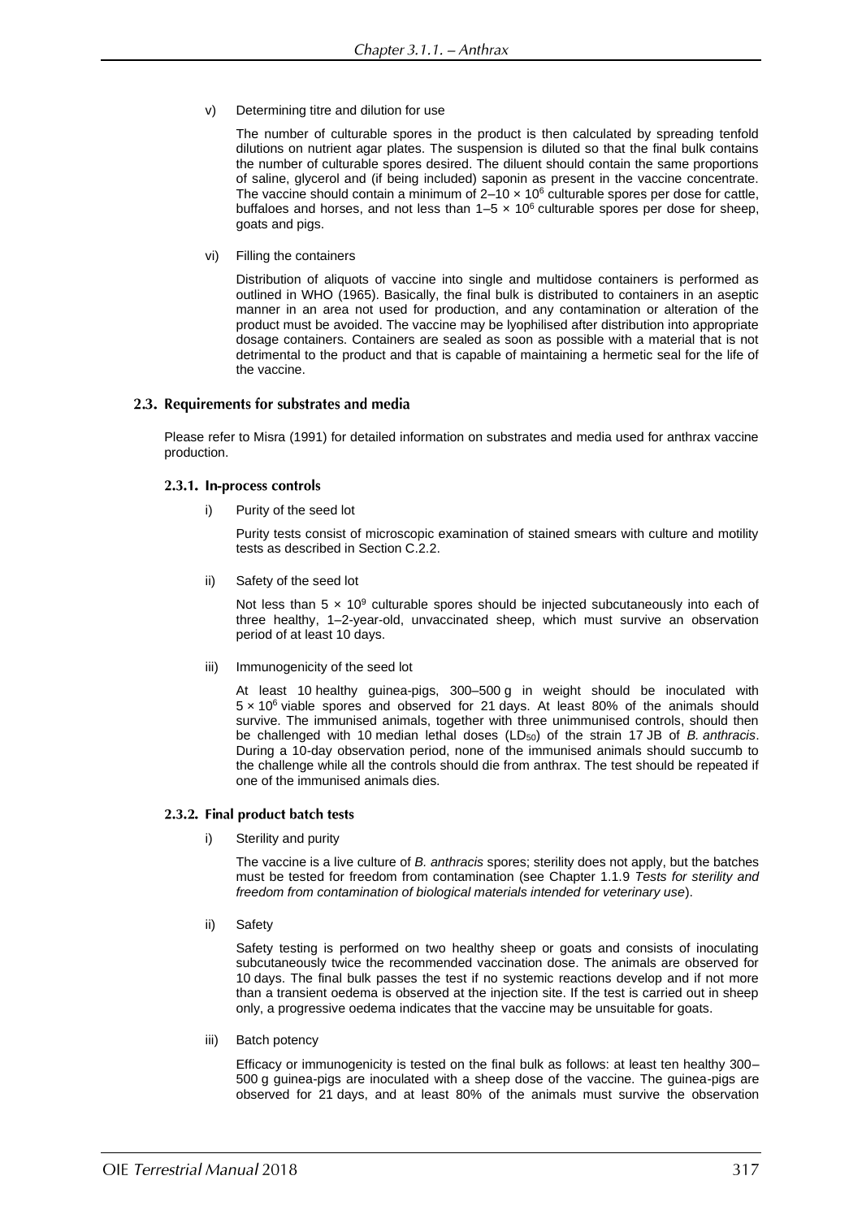v) Determining titre and dilution for use

The number of culturable spores in the product is then calculated by spreading tenfold dilutions on nutrient agar plates. The suspension is diluted so that the final bulk contains the number of culturable spores desired. The diluent should contain the same proportions of saline, glycerol and (if being included) saponin as present in the vaccine concentrate. The vaccine should contain a minimum of $2–10 \times 10^6$ culturable spores per dose for cattle, buffaloes and horses, and not less than $1–5 \times 10^6$ culturable spores per dose for sheep, goats and pigs.

vi) Filling the containers

Distribution of aliquots of vaccine into single and multidose containers is performed as outlined in WHO (1965). Basically, the final bulk is distributed to containers in an aseptic manner in an area not used for production, and any contamination or alteration of the product must be avoided. The vaccine may be lyophilised after distribution into appropriate dosage containers. Containers are sealed as soon as possible with a material that is not detrimental to the product and that is capable of maintaining a hermetic seal for the life of the vaccine.

## 2.3. Requirements for substrates and media

Please refer to Misra (1991) for detailed information on substrates and media used for anthrax vaccine production.

### 2.3.1. In-process controls

i) Purity of the seed lot

Purity tests consist of microscopic examination of stained smears with culture and motility tests as described in Section C.2.2.

ii) Safety of the seed lot

Not less than $5 \times 10^9$ culturable spores should be injected subcutaneously into each of three healthy, 1–2-year-old, unvaccinated sheep, which must survive an observation period of at least 10 days.

iii) Immunogenicity of the seed lot

At least 10 healthy guinea-pigs, 300–500 g in weight should be inoculated with $5 \times 10^6$ viable spores and observed for 21 days. At least 80% of the animals should survive. The immunised animals, together with three unimmunised controls, should then be challenged with 10 median lethal doses ($LD_{50}$) of the strain 17 JB of *B. anthracis*. During a 10-day observation period, none of the immunised animals should succumb to the challenge while all the controls should die from anthrax. The test should be repeated if one of the immunised animals dies.

### 2.3.2. Final product batch tests

i) Sterility and purity

The vaccine is a live culture of *B. anthracis* spores; sterility does not apply, but the batches must be tested for freedom from contamination (see Chapter 1.1.9 *Tests for sterility and freedom from contamination of biological materials intended for veterinary use*).

ii) Safety

Safety testing is performed on two healthy sheep or goats and consists of inoculating subcutaneously twice the recommended vaccination dose. The animals are observed for 10 days. The final bulk passes the test if no systemic reactions develop and if not more than a transient oedema is observed at the injection site. If the test is carried out in sheep only, a progressive oedema indicates that the vaccine may be unsuitable for goats.

iii) Batch potency

Efficacy or immunogenicity is tested on the final bulk as follows: at least ten healthy 300–500 g guinea-pigs are inoculated with a sheep dose of the vaccine. The guinea-pigs are observed for 21 days, and at least 80% of the animals must survive the observation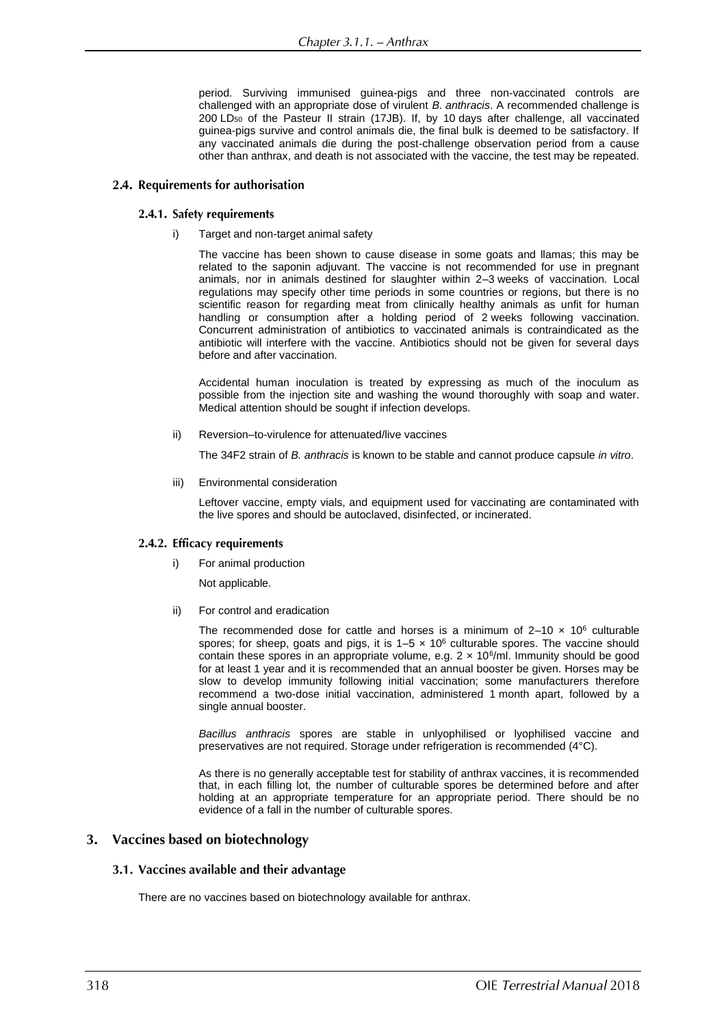period. Surviving immunised guinea-pigs and three non-vaccinated controls are challenged with an appropriate dose of virulent *B. anthracis*. A recommended challenge is 200 $LD_{50}$ of the Pasteur II strain (17JB). If, by 10 days after challenge, all vaccinated guinea-pigs survive and control animals die, the final bulk is deemed to be satisfactory. If any vaccinated animals die during the post-challenge observation period from a cause other than anthrax, and death is not associated with the vaccine, the test may be repeated.

### 2.4. Requirements for authorisation

#### 2.4.1. Safety requirements

i) Target and non-target animal safety

The vaccine has been shown to cause disease in some goats and llamas; this may be related to the saponin adjuvant. The vaccine is not recommended for use in pregnant animals, nor in animals destined for slaughter within 2–3 weeks of vaccination. Local regulations may specify other time periods in some countries or regions, but there is no scientific reason for regarding meat from clinically healthy animals as unfit for human handling or consumption after a holding period of 2 weeks following vaccination. Concurrent administration of antibiotics to vaccinated animals is contraindicated as the antibiotic will interfere with the vaccine. Antibiotics should not be given for several days before and after vaccination.

Accidental human inoculation is treated by expressing as much of the inoculum as possible from the injection site and washing the wound thoroughly with soap and water. Medical attention should be sought if infection develops.

ii) Reversion–to-virulence for attenuated/live vaccines

The 34F2 strain of *B. anthracis* is known to be stable and cannot produce capsule *in vitro*.

iii) Environmental consideration

Leftover vaccine, empty vials, and equipment used for vaccinating are contaminated with the live spores and should be autoclaved, disinfected, or incinerated.

#### 2.4.2. Efficacy requirements

i) For animal production

Not applicable.

ii) For control and eradication

The recommended dose for cattle and horses is a minimum of $2–10 \times 10^6$ culturable spores; for sheep, goats and pigs, it is $1–5 \times 10^6$ culturable spores. The vaccine should contain these spores in an appropriate volume, e.g. $2 \times 10^6$/ml. Immunity should be good for at least 1 year and it is recommended that an annual booster be given. Horses may be slow to develop immunity following initial vaccination; some manufacturers therefore recommend a two-dose initial vaccination, administered 1 month apart, followed by a single annual booster.

*Bacillus anthracis* spores are stable in unlyophilised or lyophilised vaccine and preservatives are not required. Storage under refrigeration is recommended (4°C).

As there is no generally acceptable test for stability of anthrax vaccines, it is recommended that, in each filling lot, the number of culturable spores be determined before and after holding at an appropriate temperature for an appropriate period. There should be no evidence of a fall in the number of culturable spores.

## 3. Vaccines based on biotechnology

### 3.1. Vaccines available and their advantage

There are no vaccines based on biotechnology available for anthrax.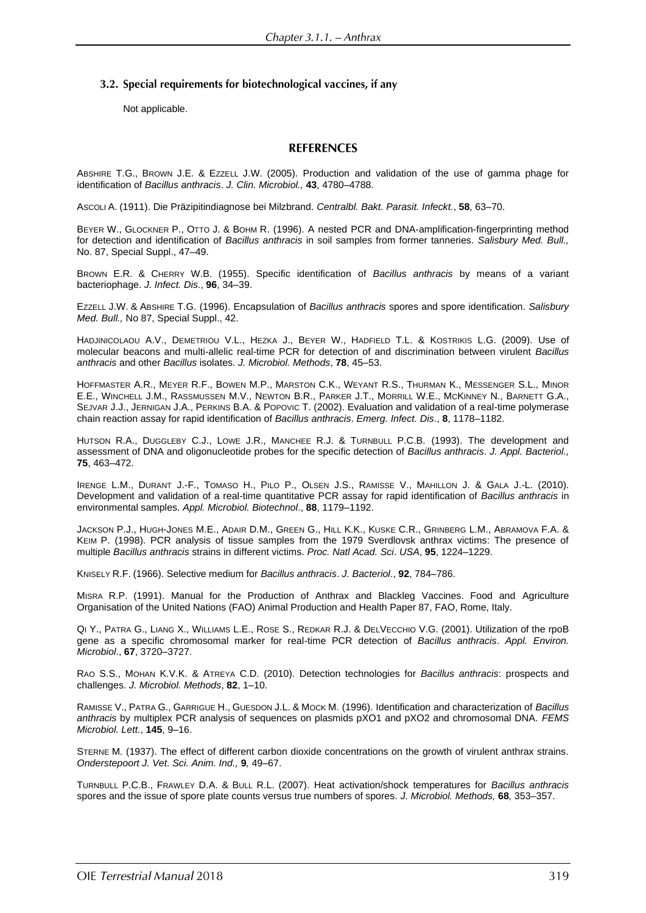### 3.2. Special requirements for biotechnological vaccines, if any

Not applicable.

## REFERENCES

ABSHIRE T.G., BROWN J.E. & EZZELL J.W. (2005). Production and validation of the use of gamma phage for identification of *Bacillus anthracis*. *J. Clin. Microbiol.,* **43**, 4780–4788.

ASCOLI A. (1911). Die Präzipitindiagnose bei Milzbrand. *Centralbl. Bakt. Parasit. Infeckt.*, **58**, 63–70.

BEYER W., GLOCKNER P., OTTO J. & BOHM R. (1996). A nested PCR and DNA-amplification-fingerprinting method for detection and identification of *Bacillus anthracis* in soil samples from former tanneries. *Salisbury Med. Bull.,* No. 87, Special Suppl., 47–49.

BROWN E.R. & CHERRY W.B. (1955). Specific identification of *Bacillus anthracis* by means of a variant bacteriophage. *J. Infect. Dis.*, **96**, 34–39.

EZZELL J.W. & ABSHIRE T.G. (1996). Encapsulation of *Bacillus anthracis* spores and spore identification. *Salisbury Med. Bull.,* No 87, Special Suppl., 42.

HADJINICOLAOU A.V., DEMETRIOU V.L., HEZKA J., BEYER W., HADFIELD T.L. & KOSTRIKIS L.G. (2009). Use of molecular beacons and multi-allelic real-time PCR for detection of and discrimination between virulent *Bacillus anthracis* and other *Bacillus* isolates. *J. Microbiol. Methods*, **78**, 45–53.

HOFFMASTER A.R., MEYER R.F., BOWEN M.P., MARSTON C.K., WEYANT R.S., THURMAN K., MESSENGER S.L., MINOR E.E., WINCHELL J.M., RASSMUSSEN M.V., NEWTON B.R., PARKER J.T., MORRILL W.E., MCKINNEY N., BARNETT G.A., SEJVAR J.J., JERNIGAN J.A., PERKINS B.A. & POPOVIC T. (2002). Evaluation and validation of a real-time polymerase chain reaction assay for rapid identification of *Bacillus anthracis*. *Emerg. Infect. Dis*., **8**, 1178–1182.

HUTSON R.A., DUGGLEBY C.J., LOWE J.R., MANCHEE R.J. & TURNBULL P.C.B. (1993). The development and assessment of DNA and oligonucleotide probes for the specific detection of *Bacillus anthracis*. *J. Appl. Bacteriol.,* **75**, 463–472.

IRENGE L.M., DURANT J.-F., TOMASO H., PILO P., OLSEN J.S., RAMISSE V., MAHILLON J. & GALA J.-L. (2010). Development and validation of a real-time quantitative PCR assay for rapid identification of *Bacillus anthracis* in environmental samples. *Appl. Microbiol. Biotechnol*., **88**, 1179–1192.

JACKSON P.J., HUGH-JONES M.E., ADAIR D.M., GREEN G., HILL K.K., KUSKE C.R., GRINBERG L.M., ABRAMOVA F.A. & KEIM P. (1998). PCR analysis of tissue samples from the 1979 Sverdlovsk anthrax victims: The presence of multiple *Bacillus anthracis* strains in different victims. *Proc. Natl Acad. Sci*. *USA*, **95**, 1224–1229.

KNISELY R.F. (1966). Selective medium for *Bacillus anthracis*. *J. Bacteriol*., **92**, 784–786.

MISRA R.P. (1991). Manual for the Production of Anthrax and Blackleg Vaccines. Food and Agriculture Organisation of the United Nations (FAO) Animal Production and Health Paper 87, FAO, Rome, Italy.

QI Y., PATRA G., LIANG X., WILLIAMS L.E., ROSE S., REDKAR R.J. & DELVECCHIO V.G. (2001). Utilization of the rpoB gene as a specific chromosomal marker for real-time PCR detection of *Bacillus anthracis*. *Appl. Environ. Microbiol*., **67**, 3720–3727.

RAO S.S., MOHAN K.V.K. & ATREYA C.D. (2010). Detection technologies for *Bacillus anthracis*: prospects and challenges. *J. Microbiol. Methods*, **82**, 1–10.

RAMISSE V., PATRA G., GARRIGUE H., GUESDON J.L. & MOCK M. (1996). Identification and characterization of *Bacillus anthracis* by multiplex PCR analysis of sequences on plasmids pXO1 and pXO2 and chromosomal DNA. *FEMS Microbiol. Lett.*, **145**, 9–16.

STERNE M. (1937). The effect of different carbon dioxide concentrations on the growth of virulent anthrax strains. *Onderstepoort J. Vet. Sci. Anim. Ind.,* **9***,* 49–67.

TURNBULL P.C.B., FRAWLEY D.A. & BULL R.L. (2007). Heat activation/shock temperatures for *Bacillus anthracis* spores and the issue of spore plate counts versus true numbers of spores. *J. Microbiol. Methods,* **68***,* 353–357.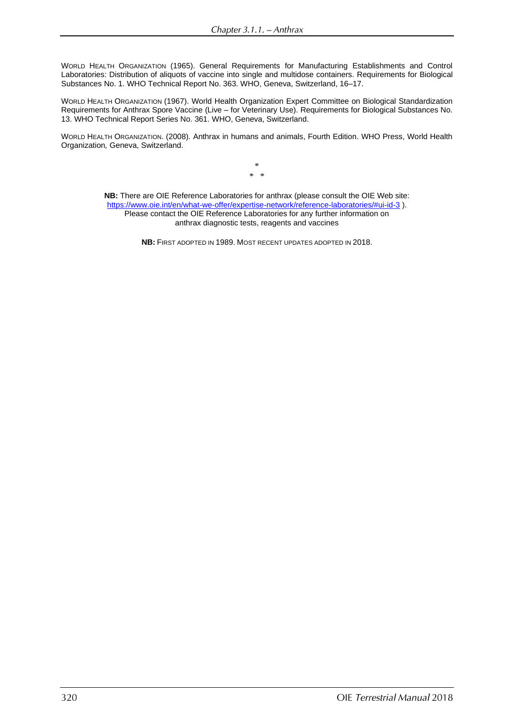WORLD HEALTH ORGANIZATION (1965). General Requirements for Manufacturing Establishments and Control Laboratories: Distribution of aliquots of vaccine into single and multidose containers. Requirements for Biological Substances No. 1. WHO Technical Report No. 363. WHO, Geneva, Switzerland, 16–17.

WORLD HEALTH ORGANIZATION (1967). World Health Organization Expert Committee on Biological Standardization Requirements for Anthrax Spore Vaccine (Live – for Veterinary Use). Requirements for Biological Substances No. 13. WHO Technical Report Series No. 361. WHO, Geneva, Switzerland.

WORLD HEALTH ORGANIZATION. (2008). Anthrax in humans and animals, Fourth Edition. WHO Press, World Health Organization, Geneva, Switzerland.

\*

\* \*

**NB:** There are OIE Reference Laboratories for anthrax (please consult the OIE Web site: https://www.oie.int/en/what-we-offer/expertise-network/reference-laboratories/#ui-id-3 ).
Please contact the OIE Reference Laboratories for any further information on anthrax diagnostic tests, reagents and vaccines

**NB:** FIRST ADOPTED IN 1989. MOST RECENT UPDATES ADOPTED IN 2018.